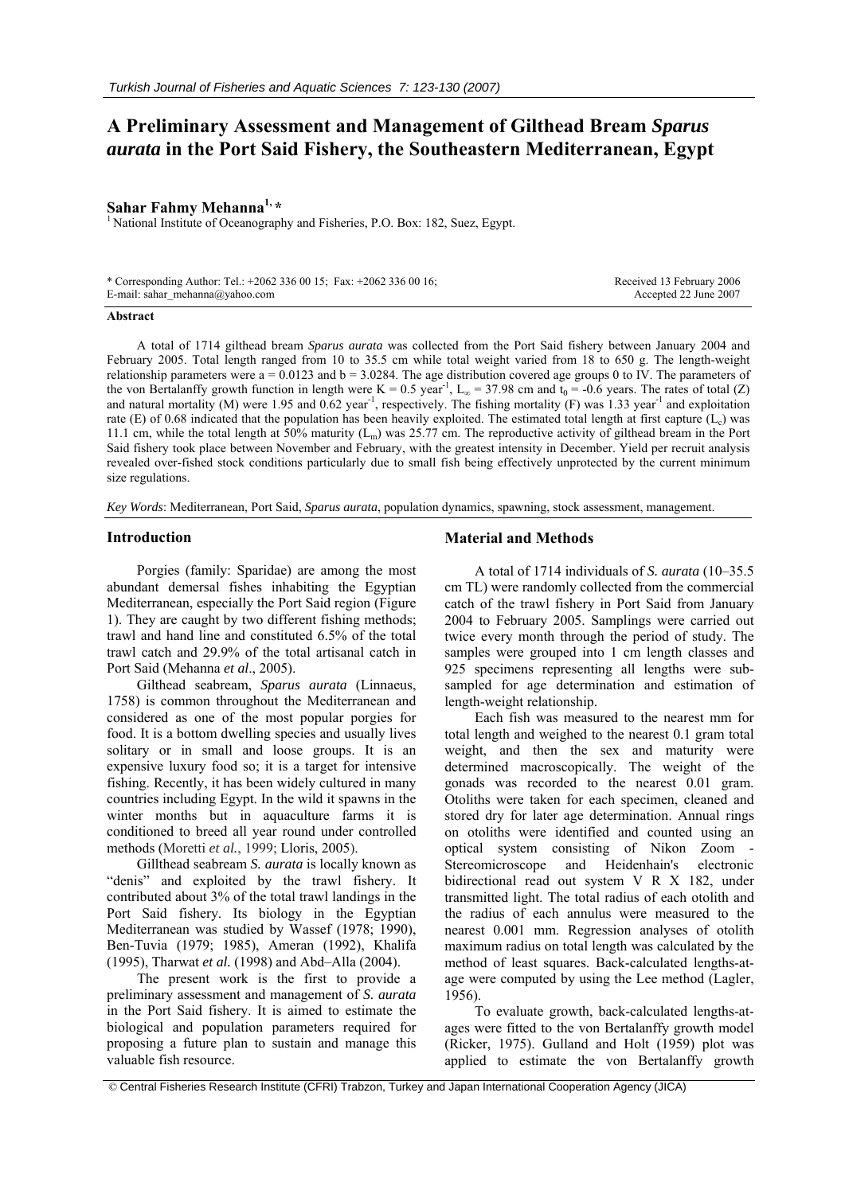# A Preliminary Assessment and Management of Gilthead Bream *Sparus aurata* in the Port Said Fishery, the Southeastern Mediterranean, Egypt

**Sahar Fahmy Mehanna**[1,*]

[1] National Institute of Oceanography and Fisheries, P.O. Box: 182, Suez, Egypt.

\* Corresponding Author: Tel.: +2062 336 00 15; Fax: +2062 336 00 16; E-mail: sahar_mehanna@yahoo.com

Received 13 February 2006
Accepted 22 June 2007

**Abstract**

A total of 1714 gilthead bream *Sparus aurata* was collected from the Port Said fishery between January 2004 and February 2005. Total length ranged from 10 to 35.5 cm while total weight varied from 18 to 650 g. The length-weight relationship parameters were a = 0.0123 and b = 3.0284. The age distribution covered age groups 0 to IV. The parameters of the von Bertalanffy growth function in length were K = 0.5 year$^{-1}$, $L_\infty$ = 37.98 cm and $t_0$ = -0.6 years. The rates of total (Z) and natural mortality (M) were 1.95 and 0.62 year$^{-1}$, respectively. The fishing mortality (F) was 1.33 year$^{-1}$ and exploitation rate (E) of 0.68 indicated that the population has been heavily exploited. The estimated total length at first capture ($L_c$) was 11.1 cm, while the total length at 50% maturity ($L_m$) was 25.77 cm. The reproductive activity of gilthead bream in the Port Said fishery took place between November and February, with the greatest intensity in December. Yield per recruit analysis revealed over-fished stock conditions particularly due to small fish being effectively unprotected by the current minimum size regulations.

*Key Words*: Mediterranean, Port Said, *Sparus aurata*, population dynamics, spawning, stock assessment, management.

## Introduction

Porgies (family: Sparidae) are among the most abundant demersal fishes inhabiting the Egyptian Mediterranean, especially the Port Said region (Figure 1). They are caught by two different fishing methods; trawl and hand line and constituted 6.5% of the total trawl catch and 29.9% of the total artisanal catch in Port Said (Mehanna *et al*., 2005).

Gilthead seabream, *Sparus aurata* (Linnaeus, 1758) is common throughout the Mediterranean and considered as one of the most popular porgies for food. It is a bottom dwelling species and usually lives solitary or in small and loose groups. It is an expensive luxury food so; it is a target for intensive fishing. Recently, it has been widely cultured in many countries including Egypt. In the wild it spawns in the winter months but in aquaculture farms it is conditioned to breed all year round under controlled methods (Moretti *et al.*, 1999; Lloris, 2005).

Gillthead seabream *S. aurata* is locally known as "denis" and exploited by the trawl fishery. It contributed about 3% of the total trawl landings in the Port Said fishery. Its biology in the Egyptian Mediterranean was studied by Wassef (1978; 1990), Ben-Tuvia (1979; 1985), Ameran (1992), Khalifa (1995), Tharwat *et al.* (1998) and Abd–Alla (2004).

The present work is the first to provide a preliminary assessment and management of *S. aurata* in the Port Said fishery. It is aimed to estimate the biological and population parameters required for proposing a future plan to sustain and manage this valuable fish resource.

## Material and Methods

A total of 1714 individuals of *S. aurata* (10–35.5 cm TL) were randomly collected from the commercial catch of the trawl fishery in Port Said from January 2004 to February 2005. Samplings were carried out twice every month through the period of study. The samples were grouped into 1 cm length classes and 925 specimens representing all lengths were sub-sampled for age determination and estimation of length-weight relationship.

Each fish was measured to the nearest mm for total length and weighed to the nearest 0.1 gram total weight, and then the sex and maturity were determined macroscopically. The weight of the gonads was recorded to the nearest 0.01 gram. Otoliths were taken for each specimen, cleaned and stored dry for later age determination. Annual rings on otoliths were identified and counted using an optical system consisting of Nikon Zoom - Stereomicroscope and Heidenhain's electronic bidirectional read out system V R X 182, under transmitted light. The total radius of each otolith and the radius of each annulus were measured to the nearest 0.001 mm. Regression analyses of otolith maximum radius on total length was calculated by the method of least squares. Back-calculated lengths-at-age were computed by using the Lee method (Lagler, 1956).

To evaluate growth, back-calculated lengths-at-ages were fitted to the von Bertalanffy growth model (Ricker, 1975). Gulland and Holt (1959) plot was applied to estimate the von Bertalanffy growth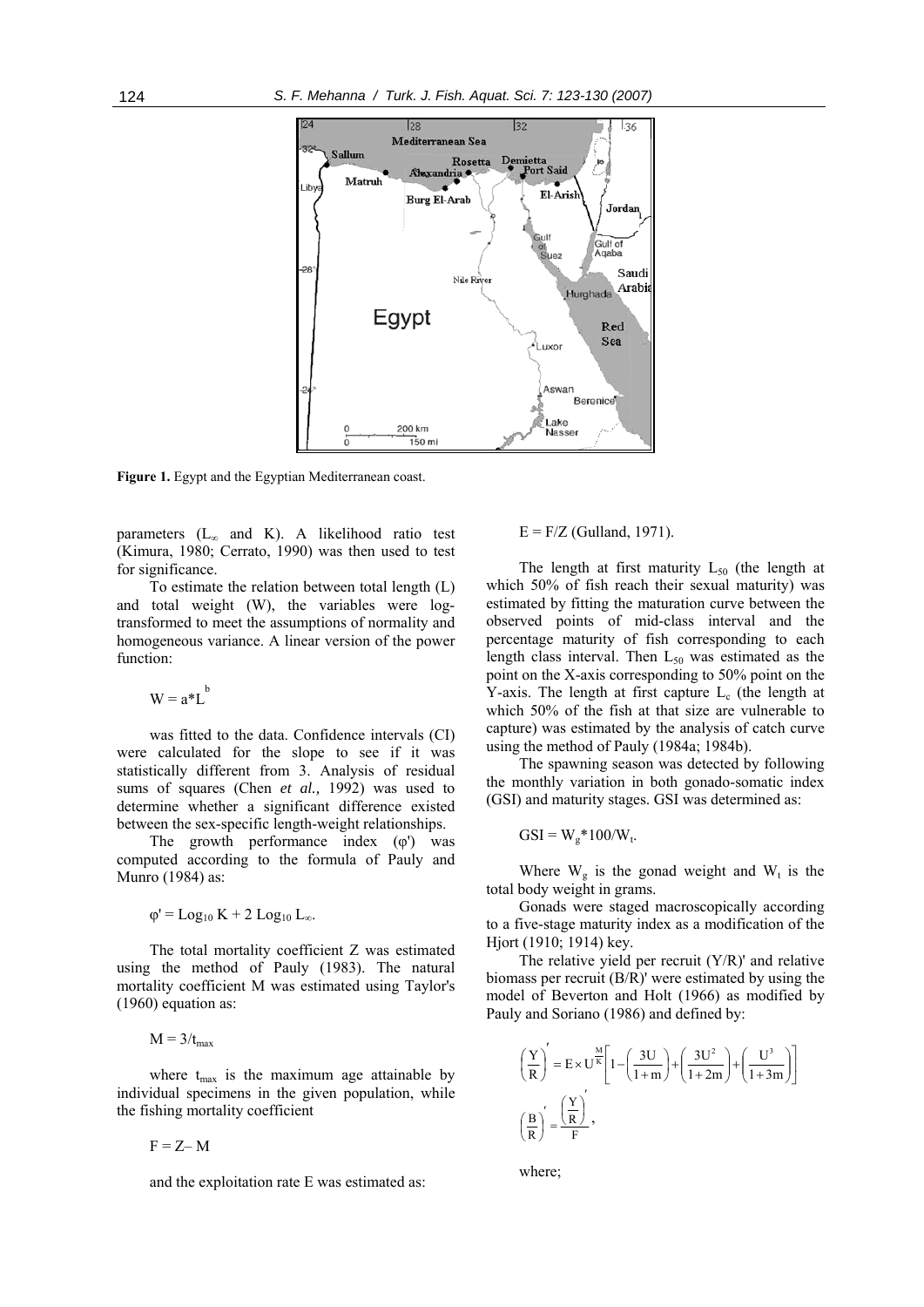**Figure 1.** Egypt and the Egyptian Mediterranean coast.

parameters ($L_\infty$ and K). A likelihood ratio test (Kimura, 1980; Cerrato, 1990) was then used to test for significance.

To estimate the relation between total length (L) and total weight (W), the variables were log-transformed to meet the assumptions of normality and homogeneous variance. A linear version of the power function:

$$W = a*L^b$$

was fitted to the data. Confidence intervals (CI) were calculated for the slope to see if it was statistically different from 3. Analysis of residual sums of squares (Chen *et al.,* 1992) was used to determine whether a significant difference existed between the sex-specific length-weight relationships.

The growth performance index (φ') was computed according to the formula of Pauly and Munro (1984) as:

$$\varphi' = \text{Log}_{10} K + 2 \text{ Log}_{10} L_\infty.$$

The total mortality coefficient Z was estimated using the method of Pauly (1983). The natural mortality coefficient M was estimated using Taylor's (1960) equation as:

$$M = 3/t_{max}$$

where $t_{max}$ is the maximum age attainable by individual specimens in the given population, while the fishing mortality coefficient

$$F = Z – M$$

and the exploitation rate E was estimated as:

$$E = F/Z \text{ (Gulland, 1971).}$$

The length at first maturity $L_{50}$ (the length at which 50% of fish reach their sexual maturity) was estimated by fitting the maturation curve between the observed points of mid-class interval and the percentage maturity of fish corresponding to each length class interval. Then $L_{50}$ was estimated as the point on the X-axis corresponding to 50% point on the Y-axis. The length at first capture $L_c$ (the length at which 50% of the fish at that size are vulnerable to capture) was estimated by the analysis of catch curve using the method of Pauly (1984a; 1984b).

The spawning season was detected by following the monthly variation in both gonado-somatic index (GSI) and maturity stages. GSI was determined as:

$$GSI = W_g*100/W_t.$$

Where $W_g$ is the gonad weight and $W_t$ is the total body weight in grams.

Gonads were staged macroscopically according to a five-stage maturity index as a modification of the Hjort (1910; 1914) key.

The relative yield per recruit (Y/R)' and relative biomass per recruit (B/R)' were estimated by using the model of Beverton and Holt (1966) as modified by Pauly and Soriano (1986) and defined by:

$$\left(\frac{Y}{R}\right)' = E \times U^{\frac{M}{K}}\left[1 - \left(\frac{3U}{1+m}\right) + \left(\frac{3U^2}{1+2m}\right) + \left(\frac{U^3}{1+3m}\right)\right]$$

$$\left(\frac{B}{R}\right)' = \frac{\left(\frac{Y}{R}\right)'}{F},$$

where;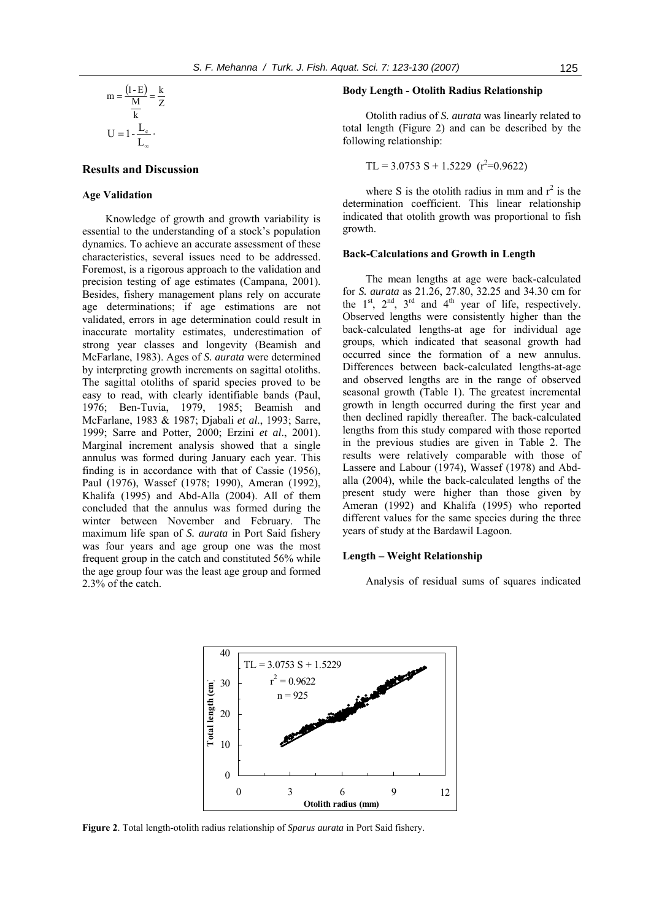$$m = \frac{(1-E)}{\frac{M}{k}} = \frac{k}{Z}$$

$$U = 1 - \frac{L_c}{L_\infty}.$$

## Results and Discussion

### Age Validation

Knowledge of growth and growth variability is essential to the understanding of a stock's population dynamics. To achieve an accurate assessment of these characteristics, several issues need to be addressed. Foremost, is a rigorous approach to the validation and precision testing of age estimates (Campana, 2001). Besides, fishery management plans rely on accurate age determinations; if age estimations are not validated, errors in age determination could result in inaccurate mortality estimates, underestimation of strong year classes and longevity (Beamish and McFarlane, 1983). Ages of *S. aurata* were determined by interpreting growth increments on sagittal otoliths. The sagittal otoliths of sparid species proved to be easy to read, with clearly identifiable bands (Paul, 1976; Ben-Tuvia, 1979, 1985; Beamish and McFarlane, 1983 & 1987; Djabali *et al*., 1993; Sarre, 1999; Sarre and Potter, 2000; Erzini *et al*., 2001). Marginal increment analysis showed that a single annulus was formed during January each year. This finding is in accordance with that of Cassie (1956), Paul (1976), Wassef (1978; 1990), Ameran (1992), Khalifa (1995) and Abd-Alla (2004). All of them concluded that the annulus was formed during the winter between November and February. The maximum life span of *S. aurata* in Port Said fishery was four years and age group one was the most frequent group in the catch and constituted 56% while the age group four was the least age group and formed 2.3% of the catch.

### Body Length - Otolith Radius Relationship

Otolith radius of *S. aurata* was linearly related to total length (Figure 2) and can be described by the following relationship:

$$TL = 3.0753\ S + 1.5229 \quad (r^2 = 0.9622)$$

where S is the otolith radius in mm and $r^2$ is the determination coefficient. This linear relationship indicated that otolith growth was proportional to fish growth.

### Back-Calculations and Growth in Length

The mean lengths at age were back-calculated for *S. aurata* as 21.26, 27.80, 32.25 and 34.30 cm for the 1[st], 2[nd], 3[rd] and 4[th] year of life, respectively. Observed lengths were consistently higher than the back-calculated lengths-at age for individual age groups, which indicated that seasonal growth had occurred since the formation of a new annulus. Differences between back-calculated lengths-at-age and observed lengths are in the range of observed seasonal growth (Table 1). The greatest incremental growth in length occurred during the first year and then declined rapidly thereafter. The back-calculated lengths from this study compared with those reported in the previous studies are given in Table 2. The results were relatively comparable with those of Lassere and Labour (1974), Wassef (1978) and Abd-alla (2004), while the back-calculated lengths of the present study were higher than those given by Ameran (1992) and Khalifa (1995) who reported different values for the same species during the three years of study at the Bardawil Lagoon.

### Length – Weight Relationship

Analysis of residual sums of squares indicated

**Figure 2**. Total length-otolith radius relationship of *Sparus aurata* in Port Said fishery.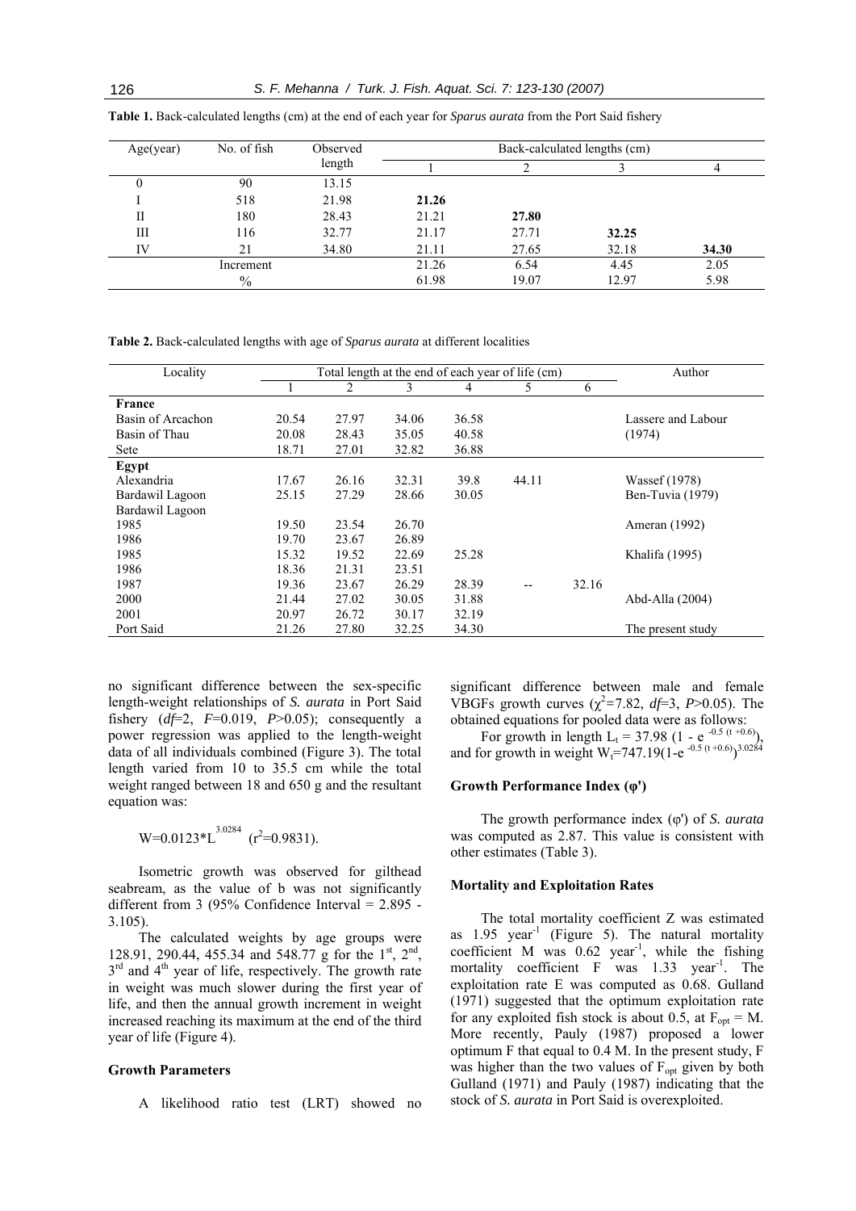**Table 1.** Back-calculated lengths (cm) at the end of each year for *Sparus aurata* from the Port Said fishery

| Age(year) | No. of fish | Observed length | Back-calculated lengths (cm) | | | |
|---|---|---|---|---|---|---|
| | | | 1 | 2 | 3 | 4 |
| 0 | 90 | 13.15 | | | | |
| I | 518 | 21.98 | **21.26** | | | |
| II | 180 | 28.43 | 21.21 | **27.80** | | |
| III | 116 | 32.77 | 21.17 | 27.71 | **32.25** | |
| IV | 21 | 34.80 | 21.11 | 27.65 | 32.18 | **34.30** |
| | Increment | | 21.26 | 6.54 | 4.45 | 2.05 |
| | % | | 61.98 | 19.07 | 12.97 | 5.98 |

**Table 2.** Back-calculated lengths with age of *Sparus aurata* at different localities

| Locality | Total length at the end of each year of life (cm) | | | | | | Author |
|---|---|---|---|---|---|---|---|
| | 1 | 2 | 3 | 4 | 5 | 6 | |
| **France** | | | | | | | |
| Basin of Arcachon | 20.54 | 27.97 | 34.06 | 36.58 | | | Lassere and Labour |
| Basin of Thau | 20.08 | 28.43 | 35.05 | 40.58 | | | (1974) |
| Sete | 18.71 | 27.01 | 32.82 | 36.88 | | | |
| **Egypt** | | | | | | | |
| Alexandria | 17.67 | 26.16 | 32.31 | 39.8 | 44.11 | | Wassef (1978) |
| Bardawil Lagoon | 25.15 | 27.29 | 28.66 | 30.05 | | | Ben-Tuvia (1979) |
| Bardawil Lagoon | | | | | | | |
| 1985 | 19.50 | 23.54 | 26.70 | | | | Ameran (1992) |
| 1986 | 19.70 | 23.67 | 26.89 | | | | |
| 1985 | 15.32 | 19.52 | 22.69 | 25.28 | | | Khalifa (1995) |
| 1986 | 18.36 | 21.31 | 23.51 | | | | |
| 1987 | 19.36 | 23.67 | 26.29 | 28.39 | -- | 32.16 | |
| 2000 | 21.44 | 27.02 | 30.05 | 31.88 | | | Abd-Alla (2004) |
| 2001 | 20.97 | 26.72 | 30.17 | 32.19 | | | |
| Port Said | 21.26 | 27.80 | 32.25 | 34.30 | | | The present study |

no significant difference between the sex-specific length-weight relationships of *S. aurata* in Port Said fishery (*df*=2, *F*=0.019, *P*>0.05); consequently a power regression was applied to the length-weight data of all individuals combined (Figure 3). The total length varied from 10 to 35.5 cm while the total weight ranged between 18 and 650 g and the resultant equation was:

$$W=0.0123*L^{3.0284} \quad (r^2=0.9831).$$

Isometric growth was observed for gilthead seabream, as the value of b was not significantly different from 3 (95% Confidence Interval = 2.895 - 3.105).

The calculated weights by age groups were 128.91, 290.44, 455.34 and 548.77 g for the 1st, 2nd, 3rd and 4th year of life, respectively. The growth rate in weight was much slower during the first year of life, and then the annual growth increment in weight increased reaching its maximum at the end of the third year of life (Figure 4).

### Growth Parameters

A likelihood ratio test (LRT) showed no significant difference between male and female VBGFs growth curves ($\chi^2$=7.82, *df*=3, *P*>0.05). The obtained equations for pooled data were as follows:

For growth in length $L_t = 37.98\ (1 - e^{-0.5\ (t+0.6)})$, and for growth in weight $W_t=747.19(1-e^{-0.5\ (t+0.6)})^{3.0284}$

### Growth Performance Index (φ')

The growth performance index (φ') of *S. aurata* was computed as 2.87. This value is consistent with other estimates (Table 3).

### Mortality and Exploitation Rates

The total mortality coefficient Z was estimated as 1.95 year$^{-1}$ (Figure 5). The natural mortality coefficient M was 0.62 year$^{-1}$, while the fishing mortality coefficient F was 1.33 year$^{-1}$. The exploitation rate E was computed as 0.68. Gulland (1971) suggested that the optimum exploitation rate for any exploited fish stock is about 0.5, at $F_{opt}$ = M. More recently, Pauly (1987) proposed a lower optimum F that equal to 0.4 M. In the present study, F was higher than the two values of $F_{opt}$ given by both Gulland (1971) and Pauly (1987) indicating that the stock of *S. aurata* in Port Said is overexploited.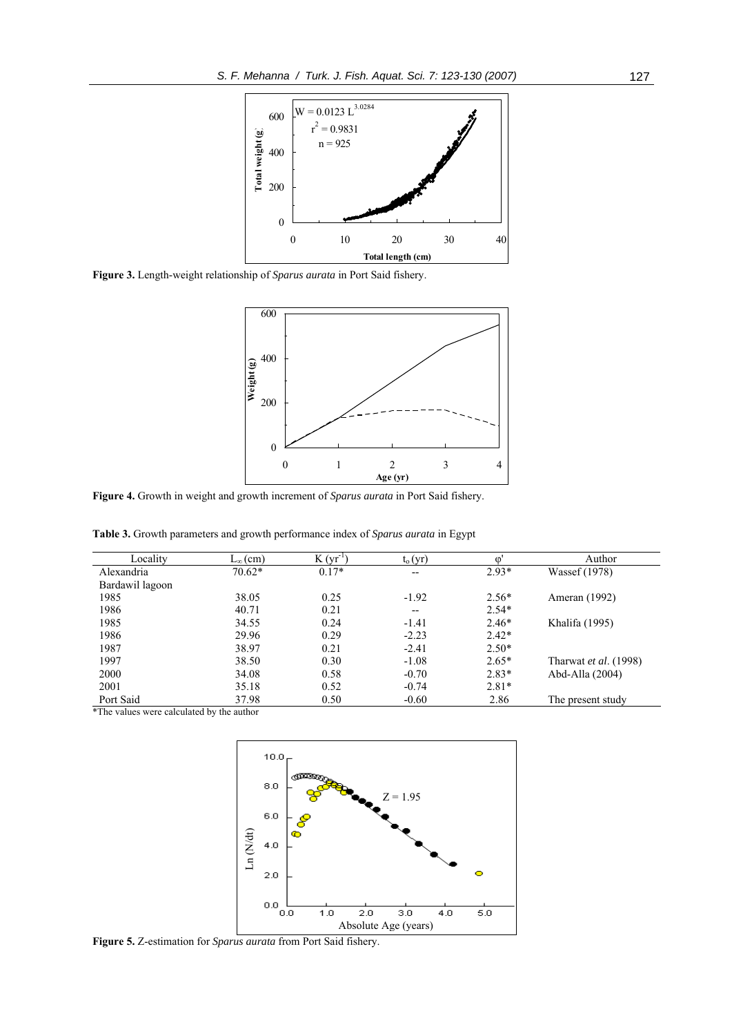Figure 3. Length-weight relationship of *Sparus aurata* in Port Said fishery.

Figure 4. Growth in weight and growth increment of *Sparus aurata* in Port Said fishery.

**Table 3.** Growth parameters and growth performance index of *Sparus aurata* in Egypt

| Locality | $L_\infty$ (cm) | K ($yr^{-1}$) | $t_o$ (yr) | φ' | Author |
|---|---|---|---|---|---|
| Alexandria | 70.62* | 0.17* | -- | 2.93* | Wassef (1978) |
| Bardawil lagoon | | | | | |
| 1985 | 38.05 | 0.25 | -1.92 | 2.56* | Ameran (1992) |
| 1986 | 40.71 | 0.21 | -- | 2.54* | |
| 1985 | 34.55 | 0.24 | -1.41 | 2.46* | Khalifa (1995) |
| 1986 | 29.96 | 0.29 | -2.23 | 2.42* | |
| 1987 | 38.97 | 0.21 | -2.41 | 2.50* | |
| 1997 | 38.50 | 0.30 | -1.08 | 2.65* | Tharwat *et al*. (1998) |
| 2000 | 34.08 | 0.58 | -0.70 | 2.83* | Abd-Alla (2004) |
| 2001 | 35.18 | 0.52 | -0.74 | 2.81* | |
| Port Said | 37.98 | 0.50 | -0.60 | 2.86 | The present study |

*The values were calculated by the author

Figure 5. Z-estimation for *Sparus aurata* from Port Said fishery.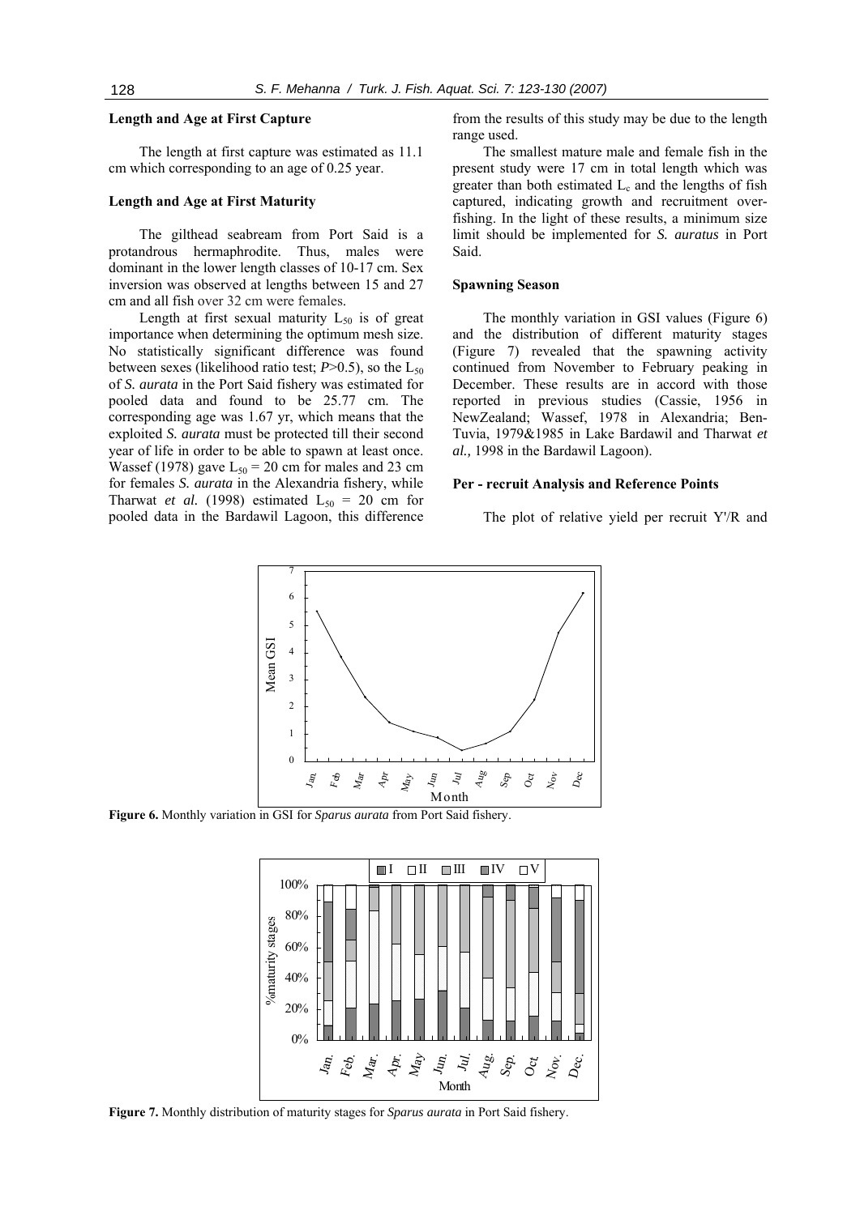### Length and Age at First Capture

The length at first capture was estimated as 11.1 cm which corresponding to an age of 0.25 year.

### Length and Age at First Maturity

The gilthead seabream from Port Said is a protandrous hermaphrodite. Thus, males were dominant in the lower length classes of 10-17 cm. Sex inversion was observed at lengths between 15 and 27 cm and all fish over 32 cm were females.

Length at first sexual maturity $L_{50}$ is of great importance when determining the optimum mesh size. No statistically significant difference was found between sexes (likelihood ratio test; $P>0.5$), so the $L_{50}$ of *S. aurata* in the Port Said fishery was estimated for pooled data and found to be 25.77 cm. The corresponding age was 1.67 yr, which means that the exploited *S. aurata* must be protected till their second year of life in order to be able to spawn at least once. Wassef (1978) gave $L_{50}$ = 20 cm for males and 23 cm for females *S. aurata* in the Alexandria fishery, while Tharwat *et al.* (1998) estimated $L_{50}$ = 20 cm for pooled data in the Bardawil Lagoon, this difference from the results of this study may be due to the length range used.

The smallest mature male and female fish in the present study were 17 cm in total length which was greater than both estimated $L_c$ and the lengths of fish captured, indicating growth and recruitment overfishing. In the light of these results, a minimum size limit should be implemented for *S. auratus* in Port Said.

### Spawning Season

The monthly variation in GSI values (Figure 6) and the distribution of different maturity stages (Figure 7) revealed that the spawning activity continued from November to February peaking in December. These results are in accord with those reported in previous studies (Cassie, 1956 in NewZealand; Wassef, 1978 in Alexandria; Ben-Tuvia, 1979&1985 in Lake Bardawil and Tharwat *et al.,* 1998 in the Bardawil Lagoon).

### Per - recruit Analysis and Reference Points

The plot of relative yield per recruit Y'/R and

**Figure 6.** Monthly variation in GSI for *Sparus aurata* from Port Said fishery.

**Figure 7.** Monthly distribution of maturity stages for *Sparus aurata* in Port Said fishery.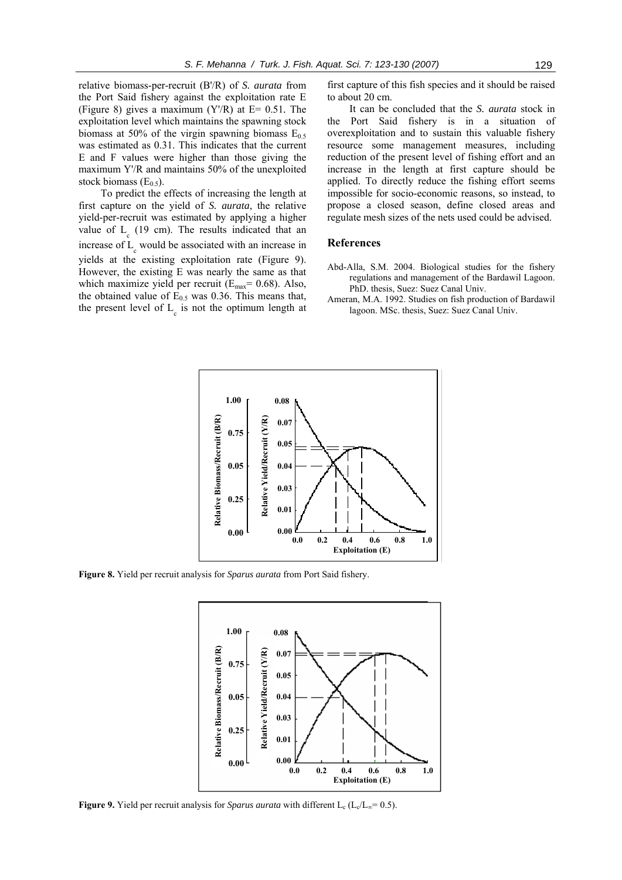relative biomass-per-recruit (B'/R) of *S. aurata* from the Port Said fishery against the exploitation rate E (Figure 8) gives a maximum (Y'/R) at E= 0.51. The exploitation level which maintains the spawning stock biomass at 50% of the virgin spawning biomass $E_{0.5}$ was estimated as 0.31. This indicates that the current E and F values were higher than those giving the maximum Y'/R and maintains 50% of the unexploited stock biomass ($E_{0.5}$).

To predict the effects of increasing the length at first capture on the yield of *S. aurata*, the relative yield-per-recruit was estimated by applying a higher value of $L_c$ (19 cm). The results indicated that an increase of $L_c$ would be associated with an increase in yields at the existing exploitation rate (Figure 9). However, the existing E was nearly the same as that which maximize yield per recruit ($E_{max}$= 0.68). Also, the obtained value of $E_{0.5}$ was 0.36. This means that, the present level of $L_c$ is not the optimum length at first capture of this fish species and it should be raised to about 20 cm.

It can be concluded that the *S. aurata* stock in the Port Said fishery is in a situation of overexploitation and to sustain this valuable fishery resource some management measures, including reduction of the present level of fishing effort and an increase in the length at first capture should be applied. To directly reduce the fishing effort seems impossible for socio-economic reasons, so instead, to propose a closed season, define closed areas and regulate mesh sizes of the nets used could be advised.

## References

Abd-Alla, S.M. 2004. Biological studies for the fishery regulations and management of the Bardawil Lagoon. PhD. thesis, Suez: Suez Canal Univ.

Ameran, M.A. 1992. Studies on fish production of Bardawil lagoon. MSc. thesis, Suez: Suez Canal Univ.

**Figure 8.** Yield per recruit analysis for *Sparus aurata* from Port Said fishery.

**Figure 9.** Yield per recruit analysis for *Sparus aurata* with different $L_c$ ($L_c/L_\infty$= 0.5).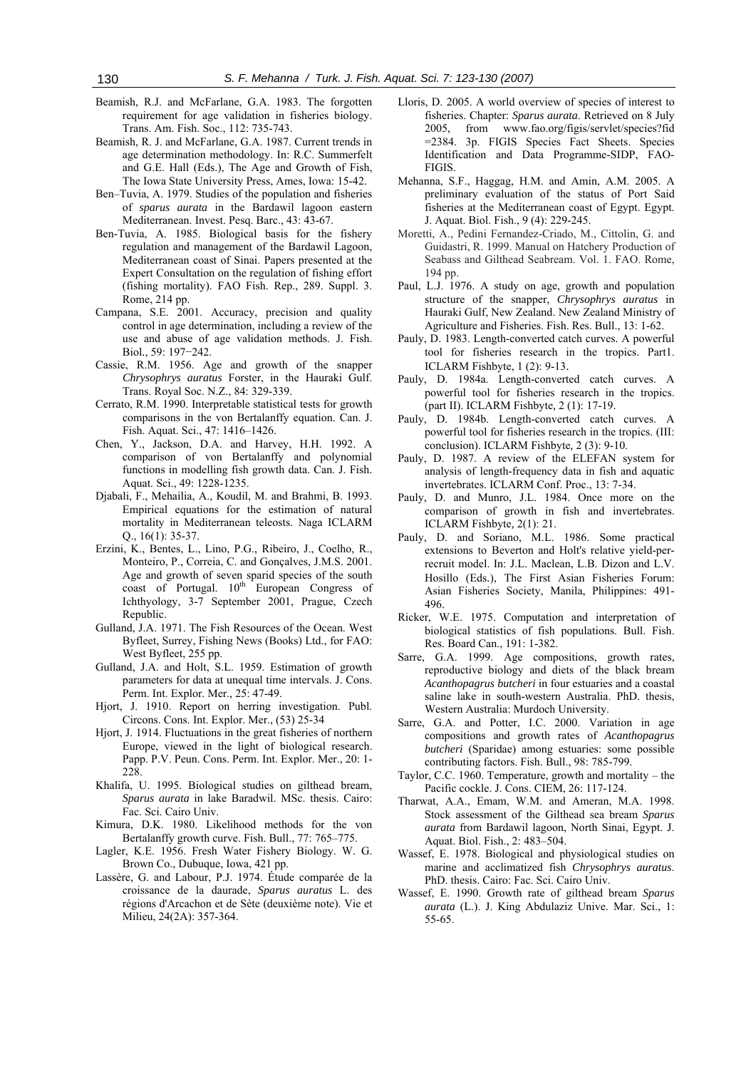Beamish, R.J. and McFarlane, G.A. 1983. The forgotten requirement for age validation in fisheries biology. Trans. Am. Fish. Soc., 112: 735-743.

Beamish, R. J. and McFarlane, G.A. 1987. Current trends in age determination methodology. In: R.C. Summerfelt and G.E. Hall (Eds.), The Age and Growth of Fish, The Iowa State University Press, Ames, Iowa: 15-42.

Ben–Tuvia, A. 1979. Studies of the population and fisheries of *sparus aurata* in the Bardawil lagoon eastern Mediterranean. Invest. Pesq. Barc., 43: 43-67.

Ben-Tuvia, A. 1985. Biological basis for the fishery regulation and management of the Bardawil Lagoon, Mediterranean coast of Sinai. Papers presented at the Expert Consultation on the regulation of fishing effort (fishing mortality). FAO Fish. Rep., 289. Suppl. 3. Rome, 214 pp.

Campana, S.E. 2001. Accuracy, precision and quality control in age determination, including a review of the use and abuse of age validation methods. J. Fish. Biol., 59: 197−242.

Cassie, R.M. 1956. Age and growth of the snapper *Chrysophrys auratus* Forster, in the Hauraki Gulf. Trans. Royal Soc. N.Z., 84: 329-339.

Cerrato, R.M. 1990. Interpretable statistical tests for growth comparisons in the von Bertalanffy equation. Can. J. Fish. Aquat. Sci., 47: 1416–1426.

Chen, Y., Jackson, D.A. and Harvey, H.H. 1992. A comparison of von Bertalanffy and polynomial functions in modelling fish growth data. Can. J. Fish. Aquat. Sci., 49: 1228-1235.

Djabali, F., Mehailia, A., Koudil, M. and Brahmi, B. 1993. Empirical equations for the estimation of natural mortality in Mediterranean teleosts. Naga ICLARM Q., 16(1): 35-37.

Erzini, K., Bentes, L., Lino, P.G., Ribeiro, J., Coelho, R., Monteiro, P., Correia, C. and Gonçalves, J.M.S. 2001. Age and growth of seven sparid species of the south coast of Portugal. 10th European Congress of Ichthyology, 3-7 September 2001, Prague, Czech Republic.

Gulland, J.A. 1971. The Fish Resources of the Ocean. West Byfleet, Surrey, Fishing News (Books) Ltd., for FAO: West Byfleet, 255 pp.

Gulland, J.A. and Holt, S.L. 1959. Estimation of growth parameters for data at unequal time intervals. J. Cons. Perm. Int. Explor. Mer., 25: 47-49.

Hjort, J. 1910. Report on herring investigation. Publ. Circons. Cons. Int. Explor. Mer., (53) 25-34

Hjort, J. 1914. Fluctuations in the great fisheries of northern Europe, viewed in the light of biological research. Papp. P.V. Peun. Cons. Perm. Int. Explor. Mer., 20: 1-228.

Khalifa, U. 1995. Biological studies on gilthead bream, *Sparus aurata* in lake Baradwil. MSc. thesis. Cairo: Fac. Sci. Cairo Univ.

Kimura, D.K. 1980. Likelihood methods for the von Bertalanffy growth curve. Fish. Bull., 77: 765–775.

Lagler, K.E. 1956. Fresh Water Fishery Biology. W. G. Brown Co., Dubuque, Iowa, 421 pp.

Lassère, G. and Labour, P.J. 1974. Étude comparée de la croissance de la daurade, *Sparus auratus* L. des régions d'Arcachon et de Sète (deuxième note). Vie et Milieu, 24(2A): 357-364.

Lloris, D. 2005. A world overview of species of interest to fisheries. Chapter: *Sparus aurata*. Retrieved on 8 July 2005, from www.fao.org/figis/servlet/species?fid=2384. 3p. FIGIS Species Fact Sheets. Species Identification and Data Programme-SIDP, FAO-FIGIS.

Mehanna, S.F., Haggag, H.M. and Amin, A.M. 2005. A preliminary evaluation of the status of Port Said fisheries at the Mediterranean coast of Egypt. Egypt. J. Aquat. Biol. Fish., 9 (4): 229-245.

Moretti, A., Pedini Fernandez-Criado, M., Cittolin, G. and Guidastri, R. 1999. Manual on Hatchery Production of Seabass and Gilthead Seabream. Vol. 1. FAO. Rome, 194 pp.

Paul, L.J. 1976. A study on age, growth and population structure of the snapper, *Chrysophrys auratus* in Hauraki Gulf, New Zealand. New Zealand Ministry of Agriculture and Fisheries. Fish. Res. Bull., 13: 1-62.

Pauly, D. 1983. Length-converted catch curves. A powerful tool for fisheries research in the tropics. Part1. ICLARM Fishbyte, 1 (2): 9-13.

Pauly, D. 1984a. Length-converted catch curves. A powerful tool for fisheries research in the tropics. (part II). ICLARM Fishbyte, 2 (1): 17-19.

Pauly, D. 1984b. Length-converted catch curves. A powerful tool for fisheries research in the tropics. (III: conclusion). ICLARM Fishbyte, 2 (3): 9-10.

Pauly, D. 1987. A review of the ELEFAN system for analysis of length-frequency data in fish and aquatic invertebrates. ICLARM Conf. Proc., 13: 7-34.

Pauly, D. and Munro, J.L. 1984. Once more on the comparison of growth in fish and invertebrates. ICLARM Fishbyte, 2(1): 21.

Pauly, D. and Soriano, M.L. 1986. Some practical extensions to Beverton and Holt's relative yield-per-recruit model. In: J.L. Maclean, L.B. Dizon and L.V. Hosillo (Eds.), The First Asian Fisheries Forum: Asian Fisheries Society, Manila, Philippines: 491-496.

Ricker, W.E. 1975. Computation and interpretation of biological statistics of fish populations. Bull. Fish. Res. Board Can., 191: 1-382.

Sarre, G.A. 1999. Age compositions, growth rates, reproductive biology and diets of the black bream *Acanthopagrus butcheri* in four estuaries and a coastal saline lake in south-western Australia. PhD. thesis, Western Australia: Murdoch University.

Sarre, G.A. and Potter, I.C. 2000. Variation in age compositions and growth rates of *Acanthopagrus butcheri* (Sparidae) among estuaries: some possible contributing factors. Fish. Bull., 98: 785-799.

Taylor, C.C. 1960. Temperature, growth and mortality – the Pacific cockle. J. Cons. CIEM, 26: 117-124.

Tharwat, A.A., Emam, W.M. and Ameran, M.A. 1998. Stock assessment of the Gilthead sea bream *Sparus aurata* from Bardawil lagoon, North Sinai, Egypt. J. Aquat. Biol. Fish., 2: 483–504.

Wassef, E. 1978. Biological and physiological studies on marine and acclimatized fish *Chrysophrys auratus*. PhD. thesis. Cairo: Fac. Sci. Cairo Univ.

Wassef, E. 1990. Growth rate of gilthead bream *Sparus aurata* (L.). J. King Abdulaziz Unive. Mar. Sci., 1: 55-65.